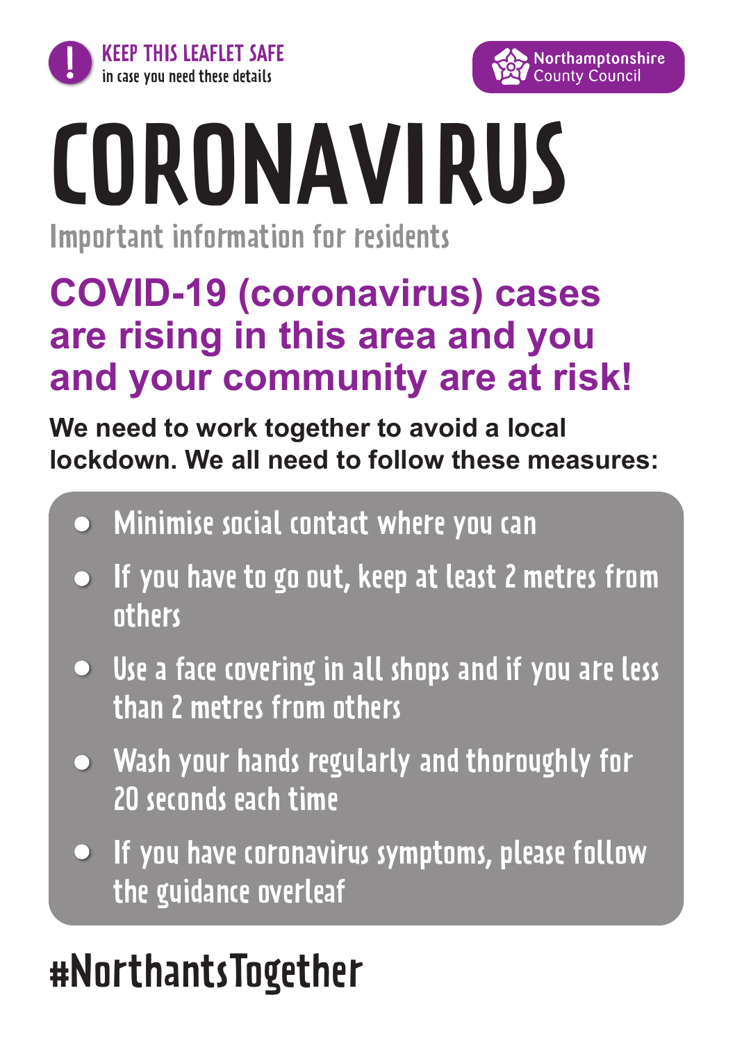**KEEP THIS LEAFLET SAFE**
in case you need these details

Northamptonshire County Council

# CORONAVIRUS

Important information for residents

## COVID-19 (coronavirus) cases are rising in this area and you and your community are at risk!

**We need to work together to avoid a local lockdown. We all need to follow these measures:**

- Minimise social contact where you can
- If you have to go out, keep at least 2 metres from others
- Use a face covering in all shops and if you are less than 2 metres from others
- Wash your hands regularly and thoroughly for 20 seconds each time
- If you have coronavirus symptoms, please follow the guidance overleaf

#NorthantsTogether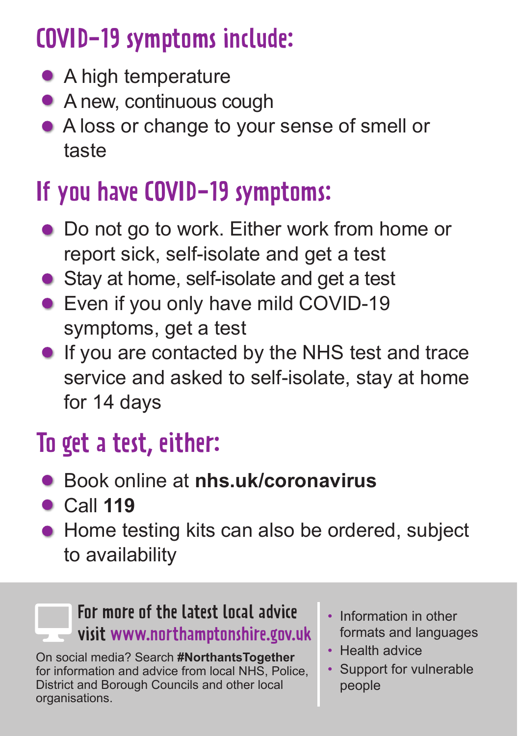## COVID-19 symptoms include:

- A high temperature
- A new, continuous cough
- A loss or change to your sense of smell or taste

## If you have COVID-19 symptoms:

- Do not go to work. Either work from home or report sick, self-isolate and get a test
- Stay at home, self-isolate and get a test
- Even if you only have mild COVID-19 symptoms, get a test
- If you are contacted by the NHS test and trace service and asked to self-isolate, stay at home for 14 days

## To get a test, either:

- Book online at **nhs.uk/coronavirus**
- Call **119**
- Home testing kits can also be ordered, subject to availability

**For more of the latest local advice visit www.northamptonshire.gov.uk**

On social media? Search **#NorthantsTogether** for information and advice from local NHS, Police, District and Borough Councils and other local organisations.

- Information in other formats and languages
- Health advice
- Support for vulnerable people